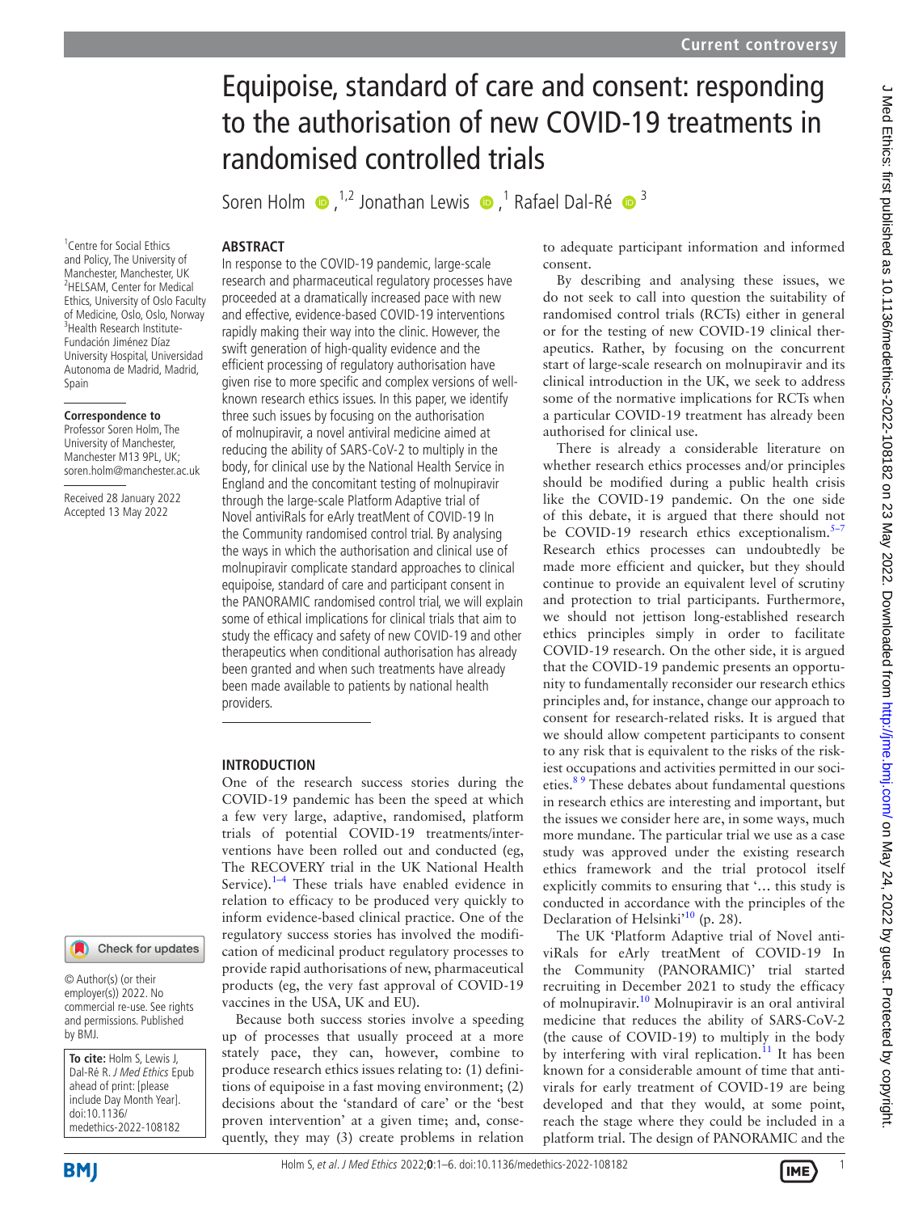# Equipoise, standard of care and consent: responding to the authorisation of new COVID-19 treatments in randomised controlled trials

Soren Holm [1,2], Jonathan Lewis [1], Rafael Dal-Ré [3]

[1] Centre for Social Ethics and Policy, The University of Manchester, Manchester, UK
[2] HELSAM, Center for Medical Ethics, University of Oslo Faculty of Medicine, Oslo, Norway
[3] Health Research Institute-Fundación Jiménez Díaz University Hospital, Universidad Autonoma de Madrid, Madrid, Spain

**Correspondence to**
Professor Soren Holm, The University of Manchester, Manchester M13 9PL, UK; soren.holm@manchester.ac.uk

Received 28 January 2022
Accepted 13 May 2022

© Author(s) (or their employer(s)) 2022. No commercial re-use. See rights and permissions. Published by BMJ.

**To cite:** Holm S, Lewis J, Dal-Ré R. *J Med Ethics* Epub ahead of print: [please include Day Month Year]. doi:10.1136/medethics-2022-108182

## ABSTRACT

In response to the COVID-19 pandemic, large-scale research and pharmaceutical regulatory processes have proceeded at a dramatically increased pace with new and effective, evidence-based COVID-19 interventions rapidly making their way into the clinic. However, the swift generation of high-quality evidence and the efficient processing of regulatory authorisation have given rise to more specific and complex versions of well-known research ethics issues. In this paper, we identify three such issues by focusing on the authorisation of molnupiravir, a novel antiviral medicine aimed at reducing the ability of SARS-CoV-2 to multiply in the body, for clinical use by the National Health Service in England and the concomitant testing of molnupiravir through the large-scale Platform Adaptive trial of Novel antiviRals for eArly treatMent of COVID-19 In the Community randomised control trial. By analysing the ways in which the authorisation and clinical use of molnupiravir complicate standard approaches to clinical equipoise, standard of care and participant consent in the PANORAMIC randomised control trial, we will explain some of ethical implications for clinical trials that aim to study the efficacy and safety of new COVID-19 and other therapeutics when conditional authorisation has already been granted and when such treatments have already been made available to patients by national health providers.

## INTRODUCTION

One of the research success stories during the COVID-19 pandemic has been the speed at which a few very large, adaptive, randomised, platform trials of potential COVID-19 treatments/interventions have been rolled out and conducted (eg, The RECOVERY trial in the UK National Health Service).[1–4] These trials have enabled evidence in relation to efficacy to be produced very quickly to inform evidence-based clinical practice. One of the regulatory success stories has involved the modification of medicinal product regulatory processes to provide rapid authorisations of new, pharmaceutical products (eg, the very fast approval of COVID-19 vaccines in the USA, UK and EU).

Because both success stories involve a speeding up of processes that usually proceed at a more stately pace, they can, however, combine to produce research ethics issues relating to: (1) definitions of equipoise in a fast moving environment; (2) decisions about the 'standard of care' or the 'best proven intervention' at a given time; and, consequently, they may (3) create problems in relation to adequate participant information and informed consent.

By describing and analysing these issues, we do not seek to call into question the suitability of randomised control trials (RCTs) either in general or for the testing of new COVID-19 clinical therapeutics. Rather, by focusing on the concurrent start of large-scale research on molnupiravir and its clinical introduction in the UK, we seek to address some of the normative implications for RCTs when a particular COVID-19 treatment has already been authorised for clinical use.

There is already a considerable literature on whether research ethics processes and/or principles should be modified during a public health crisis like the COVID-19 pandemic. On the one side of this debate, it is argued that there should not be COVID-19 research ethics exceptionalism.[5–7] Research ethics processes can undoubtedly be made more efficient and quicker, but they should continue to provide an equivalent level of scrutiny and protection to trial participants. Furthermore, we should not jettison long-established research ethics principles simply in order to facilitate COVID-19 research. On the other side, it is argued that the COVID-19 pandemic presents an opportunity to fundamentally reconsider our research ethics principles and, for instance, change our approach to consent for research-related risks. It is argued that we should allow competent participants to consent to any risk that is equivalent to the risks of the riskiest occupations and activities permitted in our societies.[8 9] These debates about fundamental questions in research ethics are interesting and important, but the issues we consider here are, in some ways, much more mundane. The particular trial we use as a case study was approved under the existing research ethics framework and the trial protocol itself explicitly commits to ensuring that '… this study is conducted in accordance with the principles of the Declaration of Helsinki'[10] (p. 28).

The UK 'Platform Adaptive trial of Novel antiviRals for eArly treatMent of COVID-19 In the Community (PANORAMIC)' trial started recruiting in December 2021 to study the efficacy of molnupiravir.[10] Molnupiravir is an oral antiviral medicine that reduces the ability of SARS-CoV-2 (the cause of COVID-19) to multiply in the body by interfering with viral replication.[11] It has been known for a considerable amount of time that antivirals for early treatment of COVID-19 are being developed and that they would, at some point, reach the stage where they could be included in a platform trial. The design of PANORAMIC and the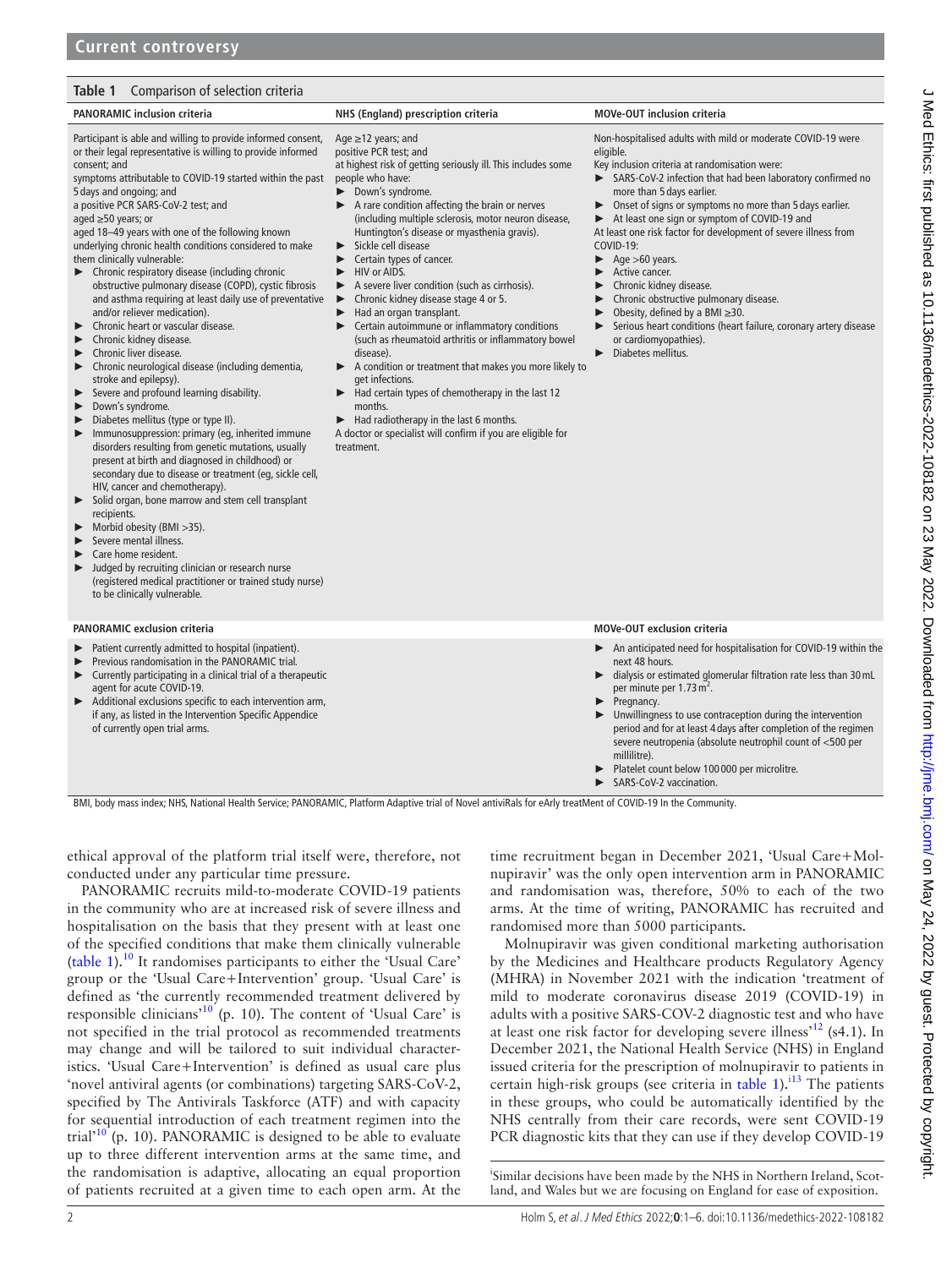**Table 1** Comparison of selection criteria

| PANORAMIC inclusion criteria | NHS (England) prescription criteria | MOVe-OUT inclusion criteria |
|---|---|---|
| Participant is able and willing to provide informed consent, or their legal representative is willing to provide informed consent; and<br>symptoms attributable to COVID-19 started within the past 5 days and ongoing; and<br>a positive PCR SARS-CoV-2 test; and<br>aged ≥50 years; or<br>aged 18–49 years with one of the following known underlying chronic health conditions considered to make them clinically vulnerable:<br>► Chronic respiratory disease (including chronic obstructive pulmonary disease (COPD), cystic fibrosis and asthma requiring at least daily use of preventative and/or reliever medication).<br>► Chronic heart or vascular disease.<br>► Chronic kidney disease.<br>► Chronic liver disease.<br>► Chronic neurological disease (including dementia, stroke and epilepsy).<br>► Severe and profound learning disability.<br>► Down's syndrome.<br>► Diabetes mellitus (type or type II).<br>► Immunosuppression: primary (eg, inherited immune disorders resulting from genetic mutations, usually present at birth and diagnosed in childhood) or secondary due to disease or treatment (eg, sickle cell, HIV, cancer and chemotherapy).<br>► Solid organ, bone marrow and stem cell transplant recipients.<br>► Morbid obesity (BMI >35).<br>► Severe mental illness.<br>► Care home resident.<br>► Judged by recruiting clinician or research nurse (registered medical practitioner or trained study nurse) to be clinically vulnerable. | Age ≥12 years; and<br>positive PCR test; and<br>at highest risk of getting seriously ill. This includes some people who have:<br>► Down's syndrome.<br>► A rare condition affecting the brain or nerves (including multiple sclerosis, motor neuron disease, Huntington's disease or myasthenia gravis).<br>► Sickle cell disease<br>► Certain types of cancer.<br>► HIV or AIDS.<br>► A severe liver condition (such as cirrhosis).<br>► Chronic kidney disease stage 4 or 5.<br>► Had an organ transplant.<br>► Certain autoimmune or inflammatory conditions (such as rheumatoid arthritis or inflammatory bowel disease).<br>► A condition or treatment that makes you more likely to get infections.<br>► Had certain types of chemotherapy in the last 12 months.<br>► Had radiotherapy in the last 6 months.<br>A doctor or specialist will confirm if you are eligible for treatment. | Non-hospitalised adults with mild or moderate COVID-19 were eligible.<br>Key inclusion criteria at randomisation were:<br>► SARS-CoV-2 infection that had been laboratory confirmed no more than 5 days earlier.<br>► Onset of signs or symptoms no more than 5 days earlier.<br>► At least one sign or symptom of COVID-19 and<br>At least one risk factor for development of severe illness from COVID-19:<br>► Age >60 years.<br>► Active cancer.<br>► Chronic kidney disease.<br>► Chronic obstructive pulmonary disease.<br>► Obesity, defined by a BMI ≥30.<br>► Serious heart conditions (heart failure, coronary artery disease or cardiomyopathies).<br>► Diabetes mellitus. |
| **PANORAMIC exclusion criteria** | | **MOVe-OUT exclusion criteria** |
| ► Patient currently admitted to hospital (inpatient).<br>► Previous randomisation in the PANORAMIC trial.<br>► Currently participating in a clinical trial of a therapeutic agent for acute COVID-19.<br>► Additional exclusions specific to each intervention arm, if any, as listed in the Intervention Specific Appendice of currently open trial arms. | | ► An anticipated need for hospitalisation for COVID-19 within the next 48 hours.<br>► dialysis or estimated glomerular filtration rate less than 30 mL per minute per 1.73 m$^2$.<br>► Pregnancy.<br>► Unwillingness to use contraception during the intervention period and for at least 4 days after completion of the regimen severe neutropenia (absolute neutrophil count of <500 per millilitre).<br>► Platelet count below 100 000 per microlitre.<br>► SARS-CoV-2 vaccination. |

BMI, body mass index; NHS, National Health Service; PANORAMIC, Platform Adaptive trial of Novel antiviRals for eArly treatMent of COVID-19 In the Community.

ethical approval of the platform trial itself were, therefore, not conducted under any particular time pressure.

PANORAMIC recruits mild-to-moderate COVID-19 patients in the community who are at increased risk of severe illness and hospitalisation on the basis that they present with at least one of the specified conditions that make them clinically vulnerable (table 1).[10] It randomises participants to either the 'Usual Care' group or the 'Usual Care+Intervention' group. 'Usual Care' is defined as 'the currently recommended treatment delivered by responsible clinicians'[10] (p. 10). The content of 'Usual Care' is not specified in the trial protocol as recommended treatments may change and will be tailored to suit individual characteristics. 'Usual Care+Intervention' is defined as usual care plus 'novel antiviral agents (or combinations) targeting SARS-CoV-2, specified by The Antivirals Taskforce (ATF) and with capacity for sequential introduction of each treatment regimen into the trial'[10] (p. 10). PANORAMIC is designed to be able to evaluate up to three different intervention arms at the same time, and the randomisation is adaptive, allocating an equal proportion of patients recruited at a given time to each open arm. At the time recruitment began in December 2021, 'Usual Care+Molnupiravir' was the only open intervention arm in PANORAMIC and randomisation was, therefore, 50% to each of the two arms. At the time of writing, PANORAMIC has recruited and randomised more than 5000 participants.

Molnupiravir was given conditional marketing authorisation by the Medicines and Healthcare products Regulatory Agency (MHRA) in November 2021 with the indication 'treatment of mild to moderate coronavirus disease 2019 (COVID-19) in adults with a positive SARS-COV-2 diagnostic test and who have at least one risk factor for developing severe illness'[12] (s4.1). In December 2021, the National Health Service (NHS) in England issued criteria for the prescription of molnupiravir to patients in certain high-risk groups (see criteria in table 1).[i13] The patients in these groups, who could be automatically identified by the NHS centrally from their care records, were sent COVID-19 PCR diagnostic kits that they can use if they develop COVID-19

[i]Similar decisions have been made by the NHS in Northern Ireland, Scotland, and Wales but we are focusing on England for ease of exposition.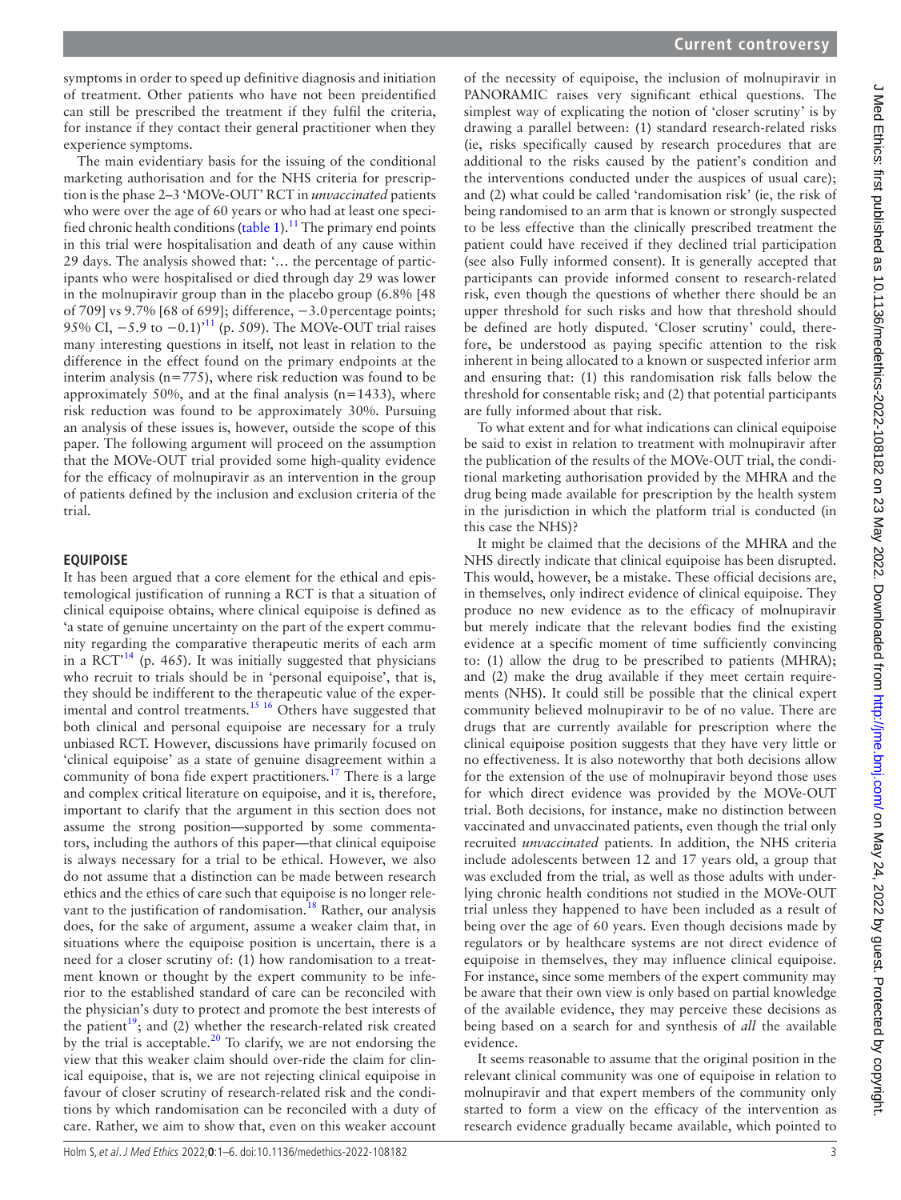symptoms in order to speed up definitive diagnosis and initiation of treatment. Other patients who have not been preidentified can still be prescribed the treatment if they fulfil the criteria, for instance if they contact their general practitioner when they experience symptoms.

The main evidentiary basis for the issuing of the conditional marketing authorisation and for the NHS criteria for prescription is the phase 2–3 'MOVe-OUT' RCT in *unvaccinated* patients who were over the age of 60 years or who had at least one specified chronic health conditions (table 1).[11] The primary end points in this trial were hospitalisation and death of any cause within 29 days. The analysis showed that: '… the percentage of participants who were hospitalised or died through day 29 was lower in the molnupiravir group than in the placebo group (6.8% [48 of 709] vs 9.7% [68 of 699]; difference, −3.0 percentage points; 95% CI, −5.9 to −0.1)'[11] (p. 509). The MOVe-OUT trial raises many interesting questions in itself, not least in relation to the difference in the effect found on the primary endpoints at the interim analysis (n=775), where risk reduction was found to be approximately 50%, and at the final analysis (n=1433), where risk reduction was found to be approximately 30%. Pursuing an analysis of these issues is, however, outside the scope of this paper. The following argument will proceed on the assumption that the MOVe-OUT trial provided some high-quality evidence for the efficacy of molnupiravir as an intervention in the group of patients defined by the inclusion and exclusion criteria of the trial.

## EQUIPOISE

It has been argued that a core element for the ethical and epistemological justification of running a RCT is that a situation of clinical equipoise obtains, where clinical equipoise is defined as 'a state of genuine uncertainty on the part of the expert community regarding the comparative therapeutic merits of each arm in a RCT'[14] (p. 465). It was initially suggested that physicians who recruit to trials should be in 'personal equipoise', that is, they should be indifferent to the therapeutic value of the experimental and control treatments.[15,16] Others have suggested that both clinical and personal equipoise are necessary for a truly unbiased RCT. However, discussions have primarily focused on 'clinical equipoise' as a state of genuine disagreement within a community of bona fide expert practitioners.[17] There is a large and complex critical literature on equipoise, and it is, therefore, important to clarify that the argument in this section does not assume the strong position—supported by some commentators, including the authors of this paper—that clinical equipoise is always necessary for a trial to be ethical. However, we also do not assume that a distinction can be made between research ethics and the ethics of care such that equipoise is no longer relevant to the justification of randomisation.[18] Rather, our analysis does, for the sake of argument, assume a weaker claim that, in situations where the equipoise position is uncertain, there is a need for a closer scrutiny of: (1) how randomisation to a treatment known or thought by the expert community to be inferior to the established standard of care can be reconciled with the physician's duty to protect and promote the best interests of the patient[19]; and (2) whether the research-related risk created by the trial is acceptable.[20] To clarify, we are not endorsing the view that this weaker claim should over-ride the claim for clinical equipoise, that is, we are not rejecting clinical equipoise in favour of closer scrutiny of research-related risk and the conditions by which randomisation can be reconciled with a duty of care. Rather, we aim to show that, even on this weaker account of the necessity of equipoise, the inclusion of molnupiravir in PANORAMIC raises very significant ethical questions. The simplest way of explicating the notion of 'closer scrutiny' is by drawing a parallel between: (1) standard research-related risks (ie, risks specifically caused by research procedures that are additional to the risks caused by the patient's condition and the interventions conducted under the auspices of usual care); and (2) what could be called 'randomisation risk' (ie, the risk of being randomised to an arm that is known or strongly suspected to be less effective than the clinically prescribed treatment the patient could have received if they declined trial participation (see also Fully informed consent). It is generally accepted that participants can provide informed consent to research-related risk, even though the questions of whether there should be an upper threshold for such risks and how that threshold should be defined are hotly disputed. 'Closer scrutiny' could, therefore, be understood as paying specific attention to the risk inherent in being allocated to a known or suspected inferior arm and ensuring that: (1) this randomisation risk falls below the threshold for consentable risk; and (2) that potential participants are fully informed about that risk.

To what extent and for what indications can clinical equipoise be said to exist in relation to treatment with molnupiravir after the publication of the results of the MOVe-OUT trial, the conditional marketing authorisation provided by the MHRA and the drug being made available for prescription by the health system in the jurisdiction in which the platform trial is conducted (in this case the NHS)?

It might be claimed that the decisions of the MHRA and the NHS directly indicate that clinical equipoise has been disrupted. This would, however, be a mistake. These official decisions are, in themselves, only indirect evidence of clinical equipoise. They produce no new evidence as to the efficacy of molnupiravir but merely indicate that the relevant bodies find the existing evidence at a specific moment of time sufficiently convincing to: (1) allow the drug to be prescribed to patients (MHRA); and (2) make the drug available if they meet certain requirements (NHS). It could still be possible that the clinical expert community believed molnupiravir to be of no value. There are drugs that are currently available for prescription where the clinical equipoise position suggests that they have very little or no effectiveness. It is also noteworthy that both decisions allow for the extension of the use of molnupiravir beyond those uses for which direct evidence was provided by the MOVe-OUT trial. Both decisions, for instance, make no distinction between vaccinated and unvaccinated patients, even though the trial only recruited *unvaccinated* patients. In addition, the NHS criteria include adolescents between 12 and 17 years old, a group that was excluded from the trial, as well as those adults with underlying chronic health conditions not studied in the MOVe-OUT trial unless they happened to have been included as a result of being over the age of 60 years. Even though decisions made by regulators or by healthcare systems are not direct evidence of equipoise in themselves, they may influence clinical equipoise. For instance, since some members of the expert community may be aware that their own view is only based on partial knowledge of the available evidence, they may perceive these decisions as being based on a search for and synthesis of *all* the available evidence.

It seems reasonable to assume that the original position in the relevant clinical community was one of equipoise in relation to molnupiravir and that expert members of the community only started to form a view on the efficacy of the intervention as research evidence gradually became available, which pointed to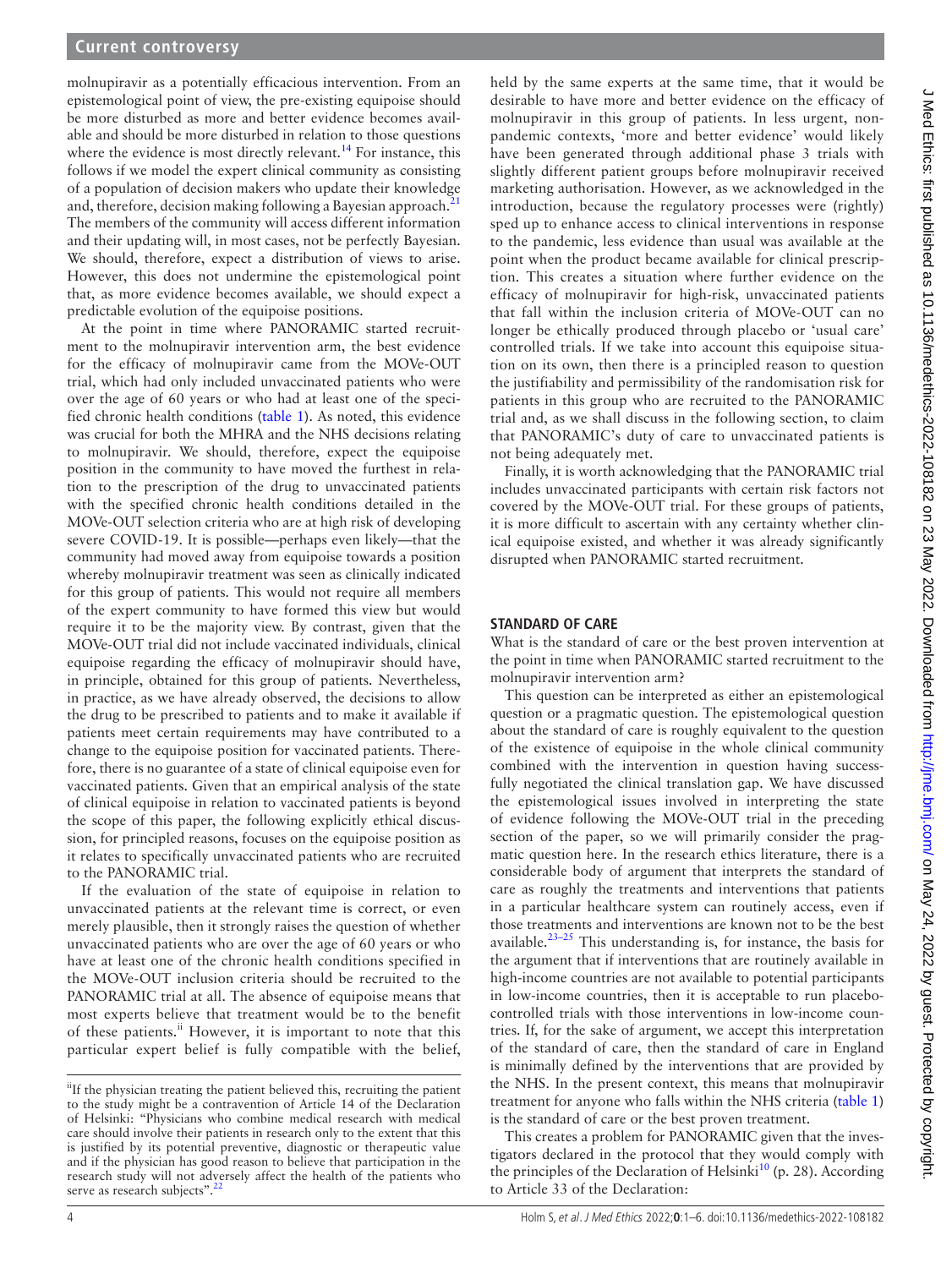molnupiravir as a potentially efficacious intervention. From an epistemological point of view, the pre-existing equipoise should be more disturbed as more and better evidence becomes available and should be more disturbed in relation to those questions where the evidence is most directly relevant.[14] For instance, this follows if we model the expert clinical community as consisting of a population of decision makers who update their knowledge and, therefore, decision making following a Bayesian approach.[21] The members of the community will access different information and their updating will, in most cases, not be perfectly Bayesian. We should, therefore, expect a distribution of views to arise. However, this does not undermine the epistemological point that, as more evidence becomes available, we should expect a predictable evolution of the equipoise positions.

At the point in time where PANORAMIC started recruitment to the molnupiravir intervention arm, the best evidence for the efficacy of molnupiravir came from the MOVe-OUT trial, which had only included unvaccinated patients who were over the age of 60 years or who had at least one of the specified chronic health conditions (table 1). As noted, this evidence was crucial for both the MHRA and the NHS decisions relating to molnupiravir. We should, therefore, expect the equipoise position in the community to have moved the furthest in relation to the prescription of the drug to unvaccinated patients with the specified chronic health conditions detailed in the MOVe-OUT selection criteria who are at high risk of developing severe COVID-19. It is possible—perhaps even likely—that the community had moved away from equipoise towards a position whereby molnupiravir treatment was seen as clinically indicated for this group of patients. This would not require all members of the expert community to have formed this view but would require it to be the majority view. By contrast, given that the MOVe-OUT trial did not include vaccinated individuals, clinical equipoise regarding the efficacy of molnupiravir should have, in principle, obtained for this group of patients. Nevertheless, in practice, as we have already observed, the decisions to allow the drug to be prescribed to patients and to make it available if patients meet certain requirements may have contributed to a change to the equipoise position for vaccinated patients. Therefore, there is no guarantee of a state of clinical equipoise even for vaccinated patients. Given that an empirical analysis of the state of clinical equipoise in relation to vaccinated patients is beyond the scope of this paper, the following explicitly ethical discussion, for principled reasons, focuses on the equipoise position as it relates to specifically unvaccinated patients who are recruited to the PANORAMIC trial.

If the evaluation of the state of equipoise in relation to unvaccinated patients at the relevant time is correct, or even merely plausible, then it strongly raises the question of whether unvaccinated patients who are over the age of 60 years or who have at least one of the chronic health conditions specified in the MOVe-OUT inclusion criteria should be recruited to the PANORAMIC trial at all. The absence of equipoise means that most experts believe that treatment would be to the benefit of these patients.[ii] However, it is important to note that this particular expert belief is fully compatible with the belief, held by the same experts at the same time, that it would be desirable to have more and better evidence on the efficacy of molnupiravir in this group of patients. In less urgent, non-pandemic contexts, 'more and better evidence' would likely have been generated through additional phase 3 trials with slightly different patient groups before molnupiravir received marketing authorisation. However, as we acknowledged in the introduction, because the regulatory processes were (rightly) sped up to enhance access to clinical interventions in response to the pandemic, less evidence than usual was available at the point when the product became available for clinical prescription. This creates a situation where further evidence on the efficacy of molnupiravir for high-risk, unvaccinated patients that fall within the inclusion criteria of MOVe-OUT can no longer be ethically produced through placebo or 'usual care' controlled trials. If we take into account this equipoise situation on its own, then there is a principled reason to question the justifiability and permissibility of the randomisation risk for patients in this group who are recruited to the PANORAMIC trial and, as we shall discuss in the following section, to claim that PANORAMIC's duty of care to unvaccinated patients is not being adequately met.

Finally, it is worth acknowledging that the PANORAMIC trial includes unvaccinated participants with certain risk factors not covered by the MOVe-OUT trial. For these groups of patients, it is more difficult to ascertain with any certainty whether clinical equipoise existed, and whether it was already significantly disrupted when PANORAMIC started recruitment.

## STANDARD OF CARE

What is the standard of care or the best proven intervention at the point in time when PANORAMIC started recruitment to the molnupiravir intervention arm?

This question can be interpreted as either an epistemological question or a pragmatic question. The epistemological question about the standard of care is roughly equivalent to the question of the existence of equipoise in the whole clinical community combined with the intervention in question having successfully negotiated the clinical translation gap. We have discussed the epistemological issues involved in interpreting the state of evidence following the MOVe-OUT trial in the preceding section of the paper, so we will primarily consider the pragmatic question here. In the research ethics literature, there is a considerable body of argument that interprets the standard of care as roughly the treatments and interventions that patients in a particular healthcare system can routinely access, even if those treatments and interventions are known not to be the best available.[23–25] This understanding is, for instance, the basis for the argument that if interventions that are routinely available in high-income countries are not available to potential participants in low-income countries, then it is acceptable to run placebo-controlled trials with those interventions in low-income countries. If, for the sake of argument, we accept this interpretation of the standard of care, then the standard of care in England is minimally defined by the interventions that are provided by the NHS. In the present context, this means that molnupiravir treatment for anyone who falls within the NHS criteria (table 1) is the standard of care or the best proven treatment.

This creates a problem for PANORAMIC given that the investigators declared in the protocol that they would comply with the principles of the Declaration of Helsinki[10] (p. 28). According to Article 33 of the Declaration:

---

[ii] If the physician treating the patient believed this, recruiting the patient to the study might be a contravention of Article 14 of the Declaration of Helsinki: "Physicians who combine medical research with medical care should involve their patients in research only to the extent that this is justified by its potential preventive, diagnostic or therapeutic value and if the physician has good reason to believe that participation in the research study will not adversely affect the health of the patients who serve as research subjects".[22]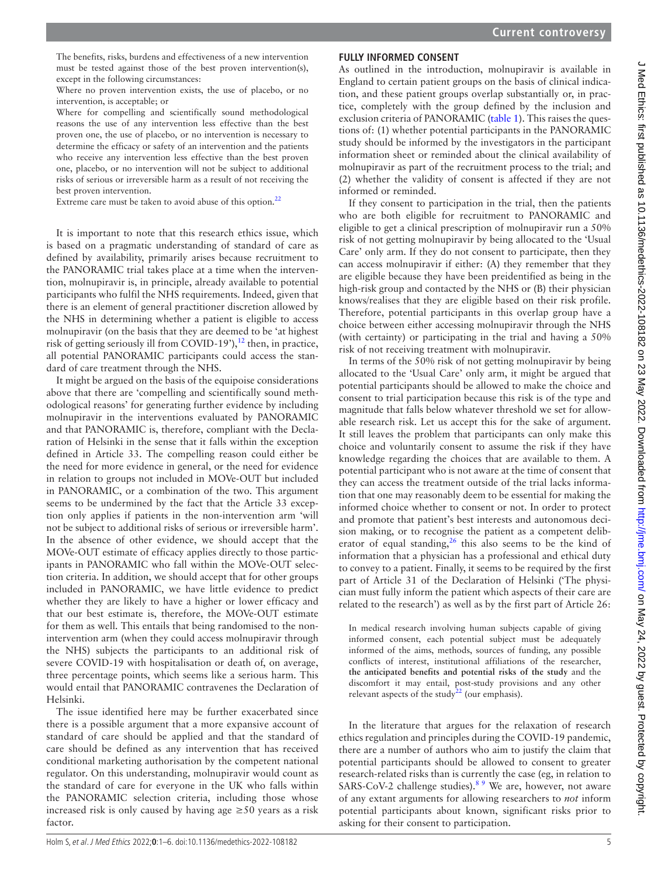> The benefits, risks, burdens and effectiveness of a new intervention must be tested against those of the best proven intervention(s), except in the following circumstances:
>
> Where no proven intervention exists, the use of placebo, or no intervention, is acceptable; or
>
> Where for compelling and scientifically sound methodological reasons the use of any intervention less effective than the best proven one, the use of placebo, or no intervention is necessary to determine the efficacy or safety of an intervention and the patients who receive any intervention less effective than the best proven one, placebo, or no intervention will not be subject to additional risks of serious or irreversible harm as a result of not receiving the best proven intervention.
>
> Extreme care must be taken to avoid abuse of this option.[22]

It is important to note that this research ethics issue, which is based on a pragmatic understanding of standard of care as defined by availability, primarily arises because recruitment to the PANORAMIC trial takes place at a time when the intervention, molnupiravir is, in principle, already available to potential participants who fulfil the NHS requirements. Indeed, given that there is an element of general practitioner discretion allowed by the NHS in determining whether a patient is eligible to access molnupiravir (on the basis that they are deemed to be 'at highest risk of getting seriously ill from COVID-19'),[12] then, in practice, all potential PANORAMIC participants could access the standard of care treatment through the NHS.

It might be argued on the basis of the equipoise considerations above that there are 'compelling and scientifically sound methodological reasons' for generating further evidence by including molnupiravir in the interventions evaluated by PANORAMIC and that PANORAMIC is, therefore, compliant with the Declaration of Helsinki in the sense that it falls within the exception defined in Article 33. The compelling reason could either be the need for more evidence in general, or the need for evidence in relation to groups not included in MOVe-OUT but included in PANORAMIC, or a combination of the two. This argument seems to be undermined by the fact that the Article 33 exception only applies if patients in the non-intervention arm 'will not be subject to additional risks of serious or irreversible harm'. In the absence of other evidence, we should accept that the MOVe-OUT estimate of efficacy applies directly to those participants in PANORAMIC who fall within the MOVe-OUT selection criteria. In addition, we should accept that for other groups included in PANORAMIC, we have little evidence to predict whether they are likely to have a higher or lower efficacy and that our best estimate is, therefore, the MOVe-OUT estimate for them as well. This entails that being randomised to the non-intervention arm (when they could access molnupiravir through the NHS) subjects the participants to an additional risk of severe COVID-19 with hospitalisation or death of, on average, three percentage points, which seems like a serious harm. This would entail that PANORAMIC contravenes the Declaration of Helsinki.

The issue identified here may be further exacerbated since there is a possible argument that a more expansive account of standard of care should be applied and that the standard of care should be defined as any intervention that has received conditional marketing authorisation by the competent national regulator. On this understanding, molnupiravir would count as the standard of care for everyone in the UK who falls within the PANORAMIC selection criteria, including those whose increased risk is only caused by having age ≥50 years as a risk factor.

## FULLY INFORMED CONSENT

As outlined in the introduction, molnupiravir is available in England to certain patient groups on the basis of clinical indication, and these patient groups overlap substantially or, in practice, completely with the group defined by the inclusion and exclusion criteria of PANORAMIC (table 1). This raises the questions of: (1) whether potential participants in the PANORAMIC study should be informed by the investigators in the participant information sheet or reminded about the clinical availability of molnupiravir as part of the recruitment process to the trial; and (2) whether the validity of consent is affected if they are not informed or reminded.

If they consent to participation in the trial, then the patients who are both eligible for recruitment to PANORAMIC and eligible to get a clinical prescription of molnupiravir run a 50% risk of not getting molnupiravir by being allocated to the 'Usual Care' only arm. If they do not consent to participate, then they can access molnupiravir if either: (A) they remember that they are eligible because they have been preidentified as being in the high-risk group and contacted by the NHS or (B) their physician knows/realises that they are eligible based on their risk profile. Therefore, potential participants in this overlap group have a choice between either accessing molnupiravir through the NHS (with certainty) or participating in the trial and having a 50% risk of not receiving treatment with molnupiravir.

In terms of the 50% risk of not getting molnupiravir by being allocated to the 'Usual Care' only arm, it might be argued that potential participants should be allowed to make the choice and consent to trial participation because this risk is of the type and magnitude that falls below whatever threshold we set for allowable research risk. Let us accept this for the sake of argument. It still leaves the problem that participants can only make this choice and voluntarily consent to assume the risk if they have knowledge regarding the choices that are available to them. A potential participant who is not aware at the time of consent that they can access the treatment outside of the trial lacks information that one may reasonably deem to be essential for making the informed choice whether to consent or not. In order to protect and promote that patient's best interests and autonomous decision making, or to recognise the patient as a competent deliberator of equal standing,[26] this also seems to be the kind of information that a physician has a professional and ethical duty to convey to a patient. Finally, it seems to be required by the first part of Article 31 of the Declaration of Helsinki ('The physician must fully inform the patient which aspects of their care are related to the research') as well as by the first part of Article 26:

> In medical research involving human subjects capable of giving informed consent, each potential subject must be adequately informed of the aims, methods, sources of funding, any possible conflicts of interest, institutional affiliations of the researcher, **the anticipated benefits and potential risks of the study** and the discomfort it may entail, post-study provisions and any other relevant aspects of the study[22] (our emphasis).

In the literature that argues for the relaxation of research ethics regulation and principles during the COVID-19 pandemic, there are a number of authors who aim to justify the claim that potential participants should be allowed to consent to greater research-related risks than is currently the case (eg, in relation to SARS-CoV-2 challenge studies).[8 9] We are, however, not aware of any extant arguments for allowing researchers to *not* inform potential participants about known, significant risks prior to asking for their consent to participation.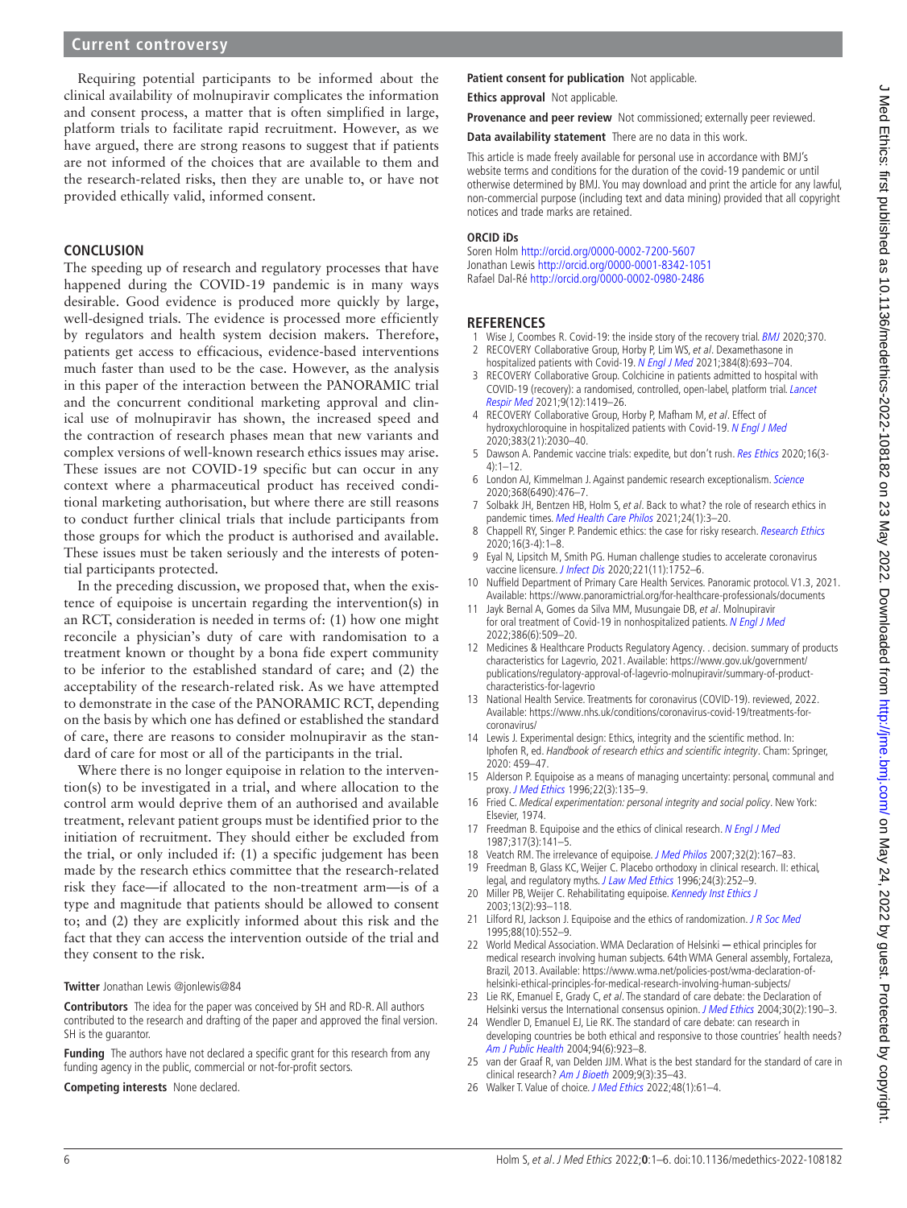Requiring potential participants to be informed about the clinical availability of molnupiravir complicates the information and consent process, a matter that is often simplified in large, platform trials to facilitate rapid recruitment. However, as we have argued, there are strong reasons to suggest that if patients are not informed of the choices that are available to them and the research-related risks, then they are unable to, or have not provided ethically valid, informed consent.

## CONCLUSION

The speeding up of research and regulatory processes that have happened during the COVID-19 pandemic is in many ways desirable. Good evidence is produced more quickly by large, well-designed trials. The evidence is processed more efficiently by regulators and health system decision makers. Therefore, patients get access to efficacious, evidence-based interventions much faster than used to be the case. However, as the analysis in this paper of the interaction between the PANORAMIC trial and the concurrent conditional marketing approval and clinical use of molnupiravir has shown, the increased speed and the contraction of research phases mean that new variants and complex versions of well-known research ethics issues may arise. These issues are not COVID-19 specific but can occur in any context where a pharmaceutical product has received conditional marketing authorisation, but where there are still reasons to conduct further clinical trials that include participants from those groups for which the product is authorised and available. These issues must be taken seriously and the interests of potential participants protected.

In the preceding discussion, we proposed that, when the existence of equipoise is uncertain regarding the intervention(s) in an RCT, consideration is needed in terms of: (1) how one might reconcile a physician's duty of care with randomisation to a treatment known or thought by a bona fide expert community to be inferior to the established standard of care; and (2) the acceptability of the research-related risk. As we have attempted to demonstrate in the case of the PANORAMIC RCT, depending on the basis by which one has defined or established the standard of care, there are reasons to consider molnupiravir as the standard of care for most or all of the participants in the trial.

Where there is no longer equipoise in relation to the intervention(s) to be investigated in a trial, and where allocation to the control arm would deprive them of an authorised and available treatment, relevant patient groups must be identified prior to the initiation of recruitment. They should either be excluded from the trial, or only included if: (1) a specific judgement has been made by the research ethics committee that the research-related risk they face—if allocated to the non-treatment arm—is of a type and magnitude that patients should be allowed to consent to; and (2) they are explicitly informed about this risk and the fact that they can access the intervention outside of the trial and they consent to the risk.

**Twitter** Jonathan Lewis @jonlewis@84

**Contributors** The idea for the paper was conceived by SH and RD-R. All authors contributed to the research and drafting of the paper and approved the final version. SH is the guarantor.

**Funding** The authors have not declared a specific grant for this research from any funding agency in the public, commercial or not-for-profit sectors.

**Competing interests** None declared.

**Patient consent for publication** Not applicable.

**Ethics approval** Not applicable.

**Provenance and peer review** Not commissioned; externally peer reviewed.

**Data availability statement** There are no data in this work.

This article is made freely available for personal use in accordance with BMJ's website terms and conditions for the duration of the covid-19 pandemic or until otherwise determined by BMJ. You may download and print the article for any lawful, non-commercial purpose (including text and data mining) provided that all copyright notices and trade marks are retained.

**ORCID iDs**

Soren Holm http://orcid.org/0000-0002-7200-5607
Jonathan Lewis http://orcid.org/0000-0001-8342-1051
Rafael Dal-Ré http://orcid.org/0000-0002-0980-2486

## REFERENCES

1. Wise J, Coombes R. Covid-19: the inside story of the recovery trial. *BMJ* 2020;370.
2. RECOVERY Collaborative Group, Horby P, Lim WS, *et al*. Dexamethasone in hospitalized patients with Covid-19. *N Engl J Med* 2021;384(8):693–704.
3. RECOVERY Collaborative Group. Colchicine in patients admitted to hospital with COVID-19 (recovery): a randomised, controlled, open-label, platform trial. *Lancet Respir Med* 2021;9(12):1419–26.
4. RECOVERY Collaborative Group, Horby P, Mafham M, *et al*. Effect of hydroxychloroquine in hospitalized patients with Covid-19. *N Engl J Med* 2020;383(21):2030–40.
5. Dawson A. Pandemic vaccine trials: expedite, but don't rush. *Res Ethics* 2020;16(3-4):1–12.
6. London AJ, Kimmelman J. Against pandemic research exceptionalism. *Science* 2020;368(6490):476–7.
7. Solbakk JH, Bentzen HB, Holm S, *et al*. Back to what? the role of research ethics in pandemic times. *Med Health Care Philos* 2021;24(1):3–20.
8. Chappell RY, Singer P. Pandemic ethics: the case for risky research. *Research Ethics* 2020;16(3-4):1–8.
9. Eyal N, Lipsitch M, Smith PG. Human challenge studies to accelerate coronavirus vaccine licensure. *J Infect Dis* 2020;221(11):1752–6.
10. Nuffield Department of Primary Care Health Services. Panoramic protocol. V1.3, 2021. Available: https://www.panoramictrial.org/for-healthcare-professionals/documents
11. Jayk Bernal A, Gomes da Silva MM, Musungaie DB, *et al*. Molnupiravir for oral treatment of Covid-19 in nonhospitalized patients. *N Engl J Med* 2022;386(6):509–20.
12. Medicines & Healthcare Products Regulatory Agency. . decision. summary of products characteristics for Lagevrio, 2021. Available: https://www.gov.uk/government/publications/regulatory-approval-of-lagevrio-molnupiravir/summary-of-product-characteristics-for-lagevrio
13. National Health Service. Treatments for coronavirus (COVID-19). reviewed, 2022. Available: https://www.nhs.uk/conditions/coronavirus-covid-19/treatments-for-coronavirus/
14. Lewis J. Experimental design: Ethics, integrity and the scientific method. In: Iphofen R, ed. *Handbook of research ethics and scientific integrity*. Cham: Springer, 2020: 459–47.
15. Alderson P. Equipoise as a means of managing uncertainty: personal, communal and proxy. *J Med Ethics* 1996;22(3):135–9.
16. Fried C. *Medical experimentation: personal integrity and social policy*. New York: Elsevier, 1974.
17. Freedman B. Equipoise and the ethics of clinical research. *N Engl J Med* 1987;317(3):141–5.
18. Veatch RM. The irrelevance of equipoise. *J Med Philos* 2007;32(2):167–83.
19. Freedman B, Glass KC, Weijer C. Placebo orthodoxy in clinical research. II: ethical, legal, and regulatory myths. *J Law Med Ethics* 1996;24(3):252–9.
20. Miller PB, Weijer C. Rehabilitating equipoise. *Kennedy Inst Ethics J* 2003;13(2):93–118.
21. Lilford RJ, Jackson J. Equipoise and the ethics of randomization. *J R Soc Med* 1995;88(10):552–9.
22. World Medical Association. WMA Declaration of Helsinki — ethical principles for medical research involving human subjects. 64th WMA General assembly, Fortaleza, Brazil, 2013. Available: https://www.wma.net/policies-post/wma-declaration-of-helsinki-ethical-principles-for-medical-research-involving-human-subjects/
23. Lie RK, Emanuel E, Grady C, *et al*. The standard of care debate: the Declaration of Helsinki versus the International consensus opinion. *J Med Ethics* 2004;30(2):190–3.
24. Wendler D, Emanuel EJ, Lie RK. The standard of care debate: can research in developing countries be both ethical and responsive to those countries' health needs? *Am J Public Health* 2004;94(6):923–8.
25. van der Graaf R, van Delden JJM. What is the best standard for the standard of care in clinical research? *Am J Bioeth* 2009;9(3):35–43.
26. Walker T. Value of choice. *J Med Ethics* 2022;48(1):61–4.